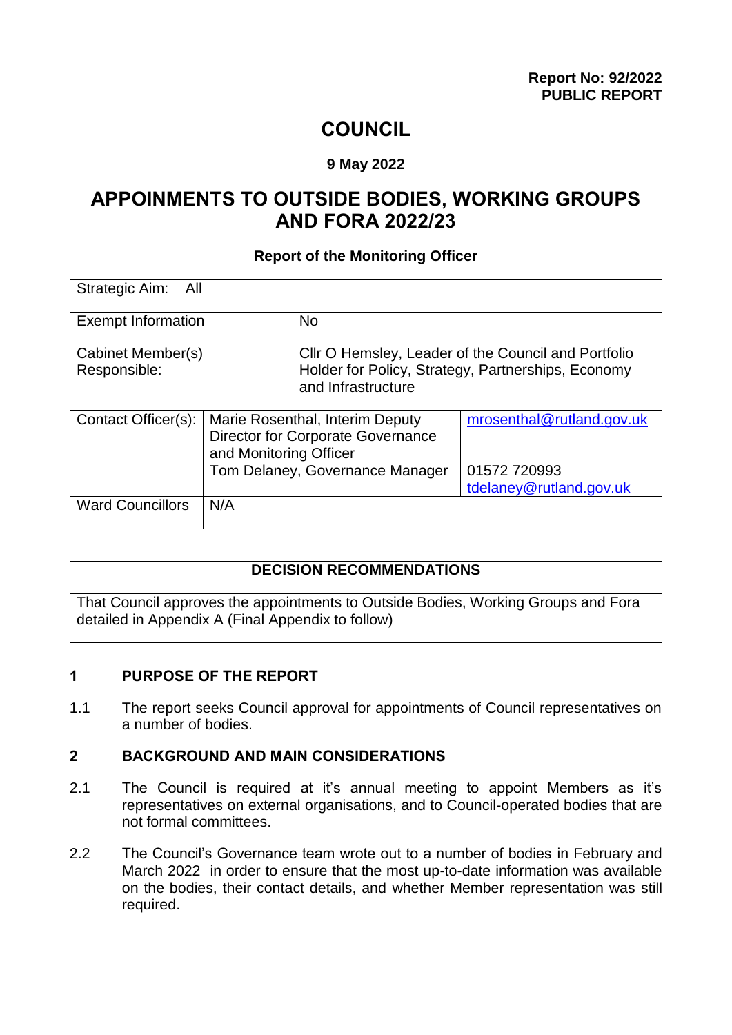**Report No: 92/2022**
**PUBLIC REPORT**

# COUNCIL

**9 May 2022**

# APPOINMENTS TO OUTSIDE BODIES, WORKING GROUPS AND FORA 2022/23

**Report of the Monitoring Officer**

| Strategic Aim: | All | | |
|---|---|---|---|
| Exempt Information | | No | |
| Cabinet Member(s) Responsible: | | Cllr O Hemsley, Leader of the Council and Portfolio Holder for Policy, Strategy, Partnerships, Economy and Infrastructure | |
| Contact Officer(s): | Marie Rosenthal, Interim Deputy Director for Corporate Governance and Monitoring Officer | | mrosenthal@rutland.gov.uk |
| | Tom Delaney, Governance Manager | | 01572 720993 tdelaney@rutland.gov.uk |
| Ward Councillors | N/A | | |

| DECISION RECOMMENDATIONS |
|---|
| That Council approves the appointments to Outside Bodies, Working Groups and Fora detailed in Appendix A (Final Appendix to follow) |

## 1 PURPOSE OF THE REPORT

1.1 The report seeks Council approval for appointments of Council representatives on a number of bodies.

## 2 BACKGROUND AND MAIN CONSIDERATIONS

2.1 The Council is required at it's annual meeting to appoint Members as it's representatives on external organisations, and to Council-operated bodies that are not formal committees.

2.2 The Council's Governance team wrote out to a number of bodies in February and March 2022 in order to ensure that the most up-to-date information was available on the bodies, their contact details, and whether Member representation was still required.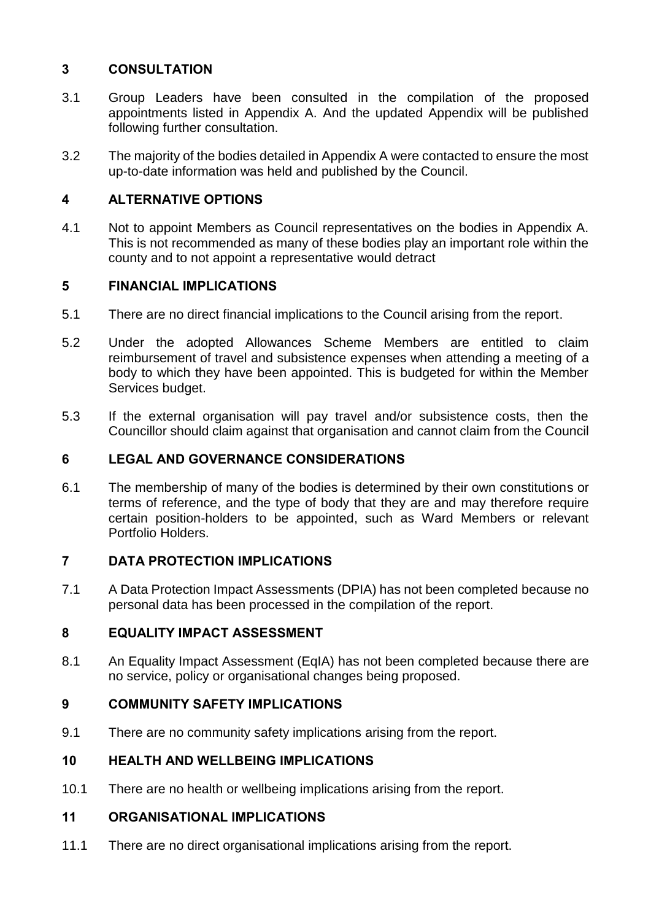## 3 CONSULTATION

3.1 Group Leaders have been consulted in the compilation of the proposed appointments listed in Appendix A. And the updated Appendix will be published following further consultation.

3.2 The majority of the bodies detailed in Appendix A were contacted to ensure the most up-to-date information was held and published by the Council.

## 4 ALTERNATIVE OPTIONS

4.1 Not to appoint Members as Council representatives on the bodies in Appendix A. This is not recommended as many of these bodies play an important role within the county and to not appoint a representative would detract

## 5 FINANCIAL IMPLICATIONS

5.1 There are no direct financial implications to the Council arising from the report.

5.2 Under the adopted Allowances Scheme Members are entitled to claim reimbursement of travel and subsistence expenses when attending a meeting of a body to which they have been appointed. This is budgeted for within the Member Services budget.

5.3 If the external organisation will pay travel and/or subsistence costs, then the Councillor should claim against that organisation and cannot claim from the Council

## 6 LEGAL AND GOVERNANCE CONSIDERATIONS

6.1 The membership of many of the bodies is determined by their own constitutions or terms of reference, and the type of body that they are and may therefore require certain position-holders to be appointed, such as Ward Members or relevant Portfolio Holders.

## 7 DATA PROTECTION IMPLICATIONS

7.1 A Data Protection Impact Assessments (DPIA) has not been completed because no personal data has been processed in the compilation of the report.

## 8 EQUALITY IMPACT ASSESSMENT

8.1 An Equality Impact Assessment (EqIA) has not been completed because there are no service, policy or organisational changes being proposed.

## 9 COMMUNITY SAFETY IMPLICATIONS

9.1 There are no community safety implications arising from the report.

## 10 HEALTH AND WELLBEING IMPLICATIONS

10.1 There are no health or wellbeing implications arising from the report.

## 11 ORGANISATIONAL IMPLICATIONS

11.1 There are no direct organisational implications arising from the report.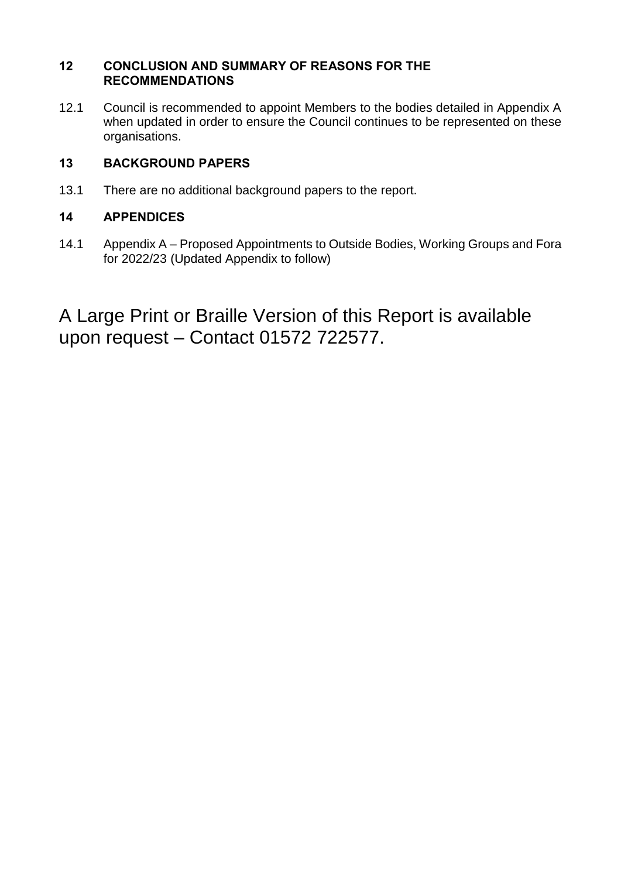## 12 CONCLUSION AND SUMMARY OF REASONS FOR THE RECOMMENDATIONS

12.1 Council is recommended to appoint Members to the bodies detailed in Appendix A when updated in order to ensure the Council continues to be represented on these organisations.

## 13 BACKGROUND PAPERS

13.1 There are no additional background papers to the report.

## 14 APPENDICES

14.1 Appendix A – Proposed Appointments to Outside Bodies, Working Groups and Fora for 2022/23 (Updated Appendix to follow)

A Large Print or Braille Version of this Report is available upon request – Contact 01572 722577.